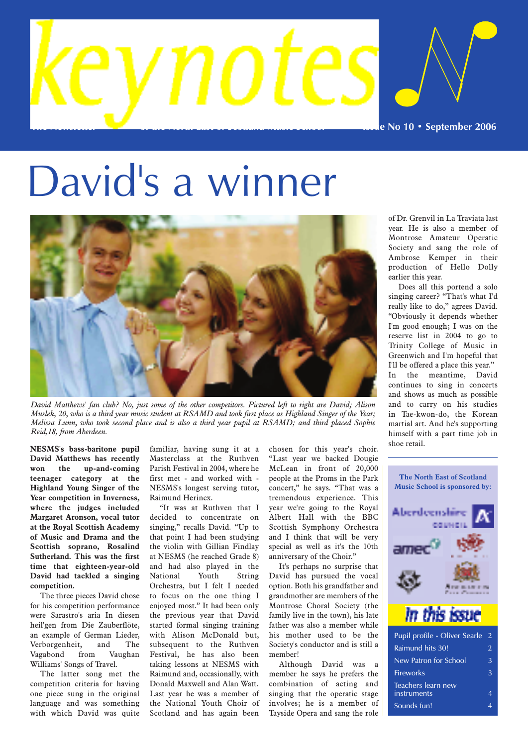# keynotes

The Newsletter of the North East of Scotland Music School • Issue No 10 • September 2006

# David's a winner

*David Matthews' fan club? No, just some of the other competitors. Pictured left to right are David; Alison Muslek, 20, who is a third year music student at RSAMD and took first place as Highland Singer of the Year; Melissa Lunn, who took second place and is also a third year pupil at RSAMD; and third placed Sophie Reid,18, from Aberdeen.*

**NESMS's bass-baritone pupil David Matthews has recently won the up-and-coming teenager category at the Highland Young Singer of the Year competition in Inverness, where the judges included Margaret Aronson, vocal tutor at the Royal Scottish Academy of Music and Drama and the Scottish soprano, Rosalind Sutherland. This was the first time that eighteen-year-old David had tackled a singing competition.**

The three pieces David chose for his competition performance were Sarastro's aria In diesen heil'gen from Die Zauberflöte, an example of German Lieder, Verborgenheit, and The Vagabond from Vaughan Williams' Songs of Travel.

The latter song met the competition criteria for having one piece sung in the original language and was something with which David was quite familiar, having sung it at a Masterclass at the Ruthven Parish Festival in 2004, where he first met - and worked with - NESMS's longest serving tutor, Raimund Herincx.

"It was at Ruthven that I decided to concentrate on singing," recalls David. "Up to that point I had been studying the violin with Gillian Findlay at NESMS (he reached Grade 8) and had also played in the National Youth String Orchestra, but I felt I needed to focus on the one thing I enjoyed most." It had been only the previous year that David started formal singing training with Alison McDonald but, subsequent to the Ruthven Festival, he has also been taking lessons at NESMS with Raimund and, occasionally, with Donald Maxwell and Alan Watt. Last year he was a member of the National Youth Choir of Scotland and has again been chosen for this year's choir. "Last year we backed Dougie McLean in front of 20,000 people at the Proms in the Park concert," he says. "That was a tremendous experience. This year we're going to the Royal Albert Hall with the BBC Scottish Symphony Orchestra and I think that will be very special as well as it's the 10th anniversary of the Choir."

It's perhaps no surprise that David has pursued the vocal option. Both his grandfather and grandmother are members of the Montrose Choral Society (the family live in the town), his late father was also a member while his mother used to be the Society's conductor and is still a member!

Although David was a member he says he prefers the combination of acting and singing that the operatic stage involves; he is a member of Tayside Opera and sang the role of Dr. Grenvil in La Traviata last year. He is also a member of Montrose Amateur Operatic Society and sang the role of Ambrose Kemper in their production of Hello Dolly earlier this year.

Does all this portend a solo singing career? "That's what I'd really like to do," agrees David. "Obviously it depends whether I'm good enough; I was on the reserve list in 2004 to go to Trinity College of Music in Greenwich and I'm hopeful that I'll be offered a place this year."

In the meantime, David continues to sing in concerts and shows as much as possible and to carry on his studies in Tae-kwon-do, the Korean martial art. And he's supporting himself with a part time job in shoe retail.

---

**The North East of Scotland Music School is sponsored by:**

Aberdeenshire Council, amec

## In this issue

| | |
|---|---|
| Pupil profile - Oliver Searle | 2 |
| Raimund hits 30! | 2 |
| New Patron for School | 3 |
| Fireworks | 3 |
| Teachers learn new instruments | 4 |
| Sounds fun! | 4 |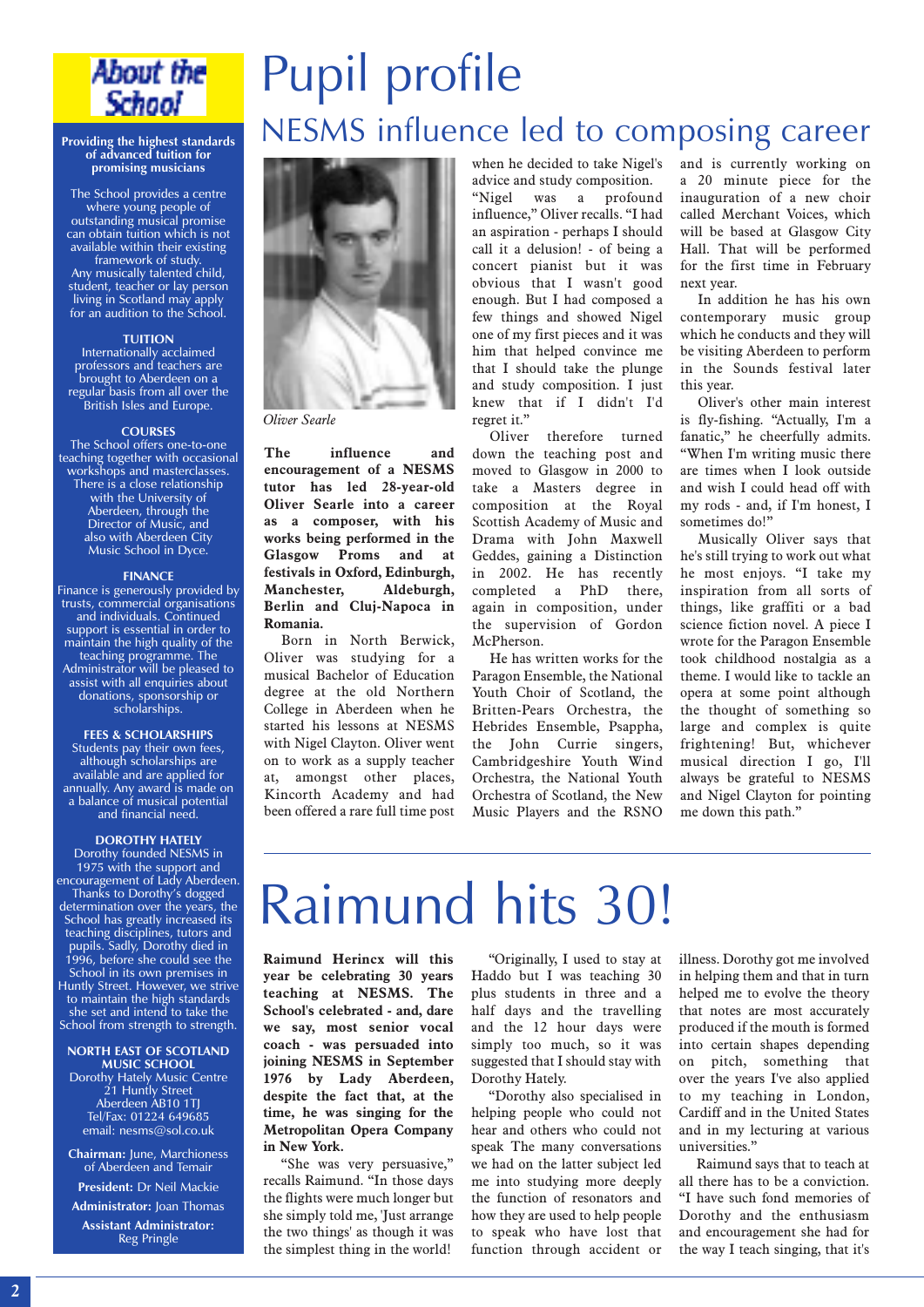# Pupil profile

## NESMS influence led to composing career

Oliver Searle

**The influence and encouragement of a NESMS tutor has led 28-year-old Oliver Searle into a career as a composer, with his works being performed in the Glasgow Proms and at festivals in Oxford, Edinburgh, Manchester, Aldeburgh, Berlin and Cluj-Napoca in Romania.**

Born in North Berwick, Oliver was studying for a musical Bachelor of Education degree at the old Northern College in Aberdeen when he started his lessons at NESMS with Nigel Clayton. Oliver went on to work as a supply teacher at, amongst other places, Kincorth Academy and had been offered a rare full time post when he decided to take Nigel's advice and study composition.

"Nigel was a profound influence," Oliver recalls. "I had an aspiration - perhaps I should call it a delusion! - of being a concert pianist but it was obvious that I wasn't good enough. But I had composed a few things and showed Nigel one of my first pieces and it was him that helped convince me that I should take the plunge and study composition. I just knew that if I didn't I'd regret it."

Oliver therefore turned down the teaching post and moved to Glasgow in 2000 to take a Masters degree in composition at the Royal Scottish Academy of Music and Drama with John Maxwell Geddes, gaining a Distinction in 2002. He has recently completed a PhD there, again in composition, under the supervision of Gordon McPherson.

He has written works for the Paragon Ensemble, the National Youth Choir of Scotland, the Britten-Pears Orchestra, the Hebrides Ensemble, Psappha, the John Currie singers, Cambridgeshire Youth Wind Orchestra, the National Youth Orchestra of Scotland, the New Music Players and the RSNO and is currently working on a 20 minute piece for the inauguration of a new choir called Merchant Voices, which will be based at Glasgow City Hall. That will be performed for the first time in February next year.

In addition he has his own contemporary music group which he conducts and they will be visiting Aberdeen to perform in the Sounds festival later this year.

Oliver's other main interest is fly-fishing. "Actually, I'm a fanatic," he cheerfully admits. "When I'm writing music there are times when I look outside and wish I could head off with my rods - and, if I'm honest, I sometimes do!"

Musically Oliver says that he's still trying to work out what he most enjoys. "I take my inspiration from all sorts of things, like graffiti or a bad science fiction novel. A piece I wrote for the Paragon Ensemble took childhood nostalgia as a theme. I would like to tackle an opera at some point although the thought of something so large and complex is quite frightening! But, whichever musical direction I go, I'll always be grateful to NESMS and Nigel Clayton for pointing me down this path."

# Raimund hits 30!

**Raimund Herincx will this year be celebrating 30 years teaching at NESMS. The School's celebrated - and, dare we say, most senior vocal coach - was persuaded into joining NESMS in September 1976 by Lady Aberdeen, despite the fact that, at the time, he was singing for the Metropolitan Opera Company in New York.**

"She was very persuasive," recalls Raimund. "In those days the flights were much longer but she simply told me, 'Just arrange the two things' as though it was the simplest thing in the world!

"Originally, I used to stay at Haddo but I was teaching 30 plus students in three and a half days and the travelling and the 12 hour days were simply too much, so it was suggested that I should stay with Dorothy Hately.

"Dorothy also specialised in helping people who could not hear and others who could not speak The many conversations we had on the latter subject led me into studying more deeply the function of resonators and how they are used to help people to speak who have lost that function through accident or illness. Dorothy got me involved in helping them and that in turn helped me to evolve the theory that notes are most accurately produced if the mouth is formed into certain shapes depending on pitch, something that over the years I've also applied to my teaching in London, Cardiff and in the United States and in my lecturing at various universities."

Raimund says that to teach at all there has to be a conviction. "I have such fond memories of Dorothy and the enthusiasm and encouragement she had for the way I teach singing, that it's

---

## About the School

**Providing the highest standards of advanced tuition for promising musicians**

The School provides a centre where young people of outstanding musical promise can obtain tuition which is not available within their existing framework of study.
Any musically talented child, student, teacher or lay person living in Scotland may apply for an audition to the School.

**TUITION**
Internationally acclaimed professors and teachers are brought to Aberdeen on a regular basis from all over the British Isles and Europe.

**COURSES**
The School offers one-to-one teaching together with occasional workshops and masterclasses. There is a close relationship with the University of Aberdeen, through the Director of Music, and also with Aberdeen City Music School in Dyce.

**FINANCE**
Finance is generously provided by trusts, commercial organisations and individuals. Continued support is essential in order to maintain the high quality of the teaching programme. The Administrator will be pleased to assist with all enquiries about donations, sponsorship or scholarships.

**FEES & SCHOLARSHIPS**
Students pay their own fees, although scholarships are available and are applied for annually. Any award is made on a balance of musical potential and financial need.

**DOROTHY HATELY**
Dorothy founded NESMS in 1975 with the support and encouragement of Lady Aberdeen. Thanks to Dorothy's dogged determination over the years, the School has greatly increased its teaching disciplines, tutors and pupils. Sadly, Dorothy died in 1996, before she could see the School in its own premises in Huntly Street. However, we strive to maintain the high standards she set and intend to take the School from strength to strength.

**NORTH EAST OF SCOTLAND MUSIC SCHOOL**
Dorothy Hately Music Centre
21 Huntly Street
Aberdeen AB10 1TJ
Tel/Fax: 01224 649685
email: nesms@sol.co.uk

**Chairman:** June, Marchioness of Aberdeen and Temair

**President:** Dr Neil Mackie

**Administrator:** Joan Thomas

**Assistant Administrator:** Reg Pringle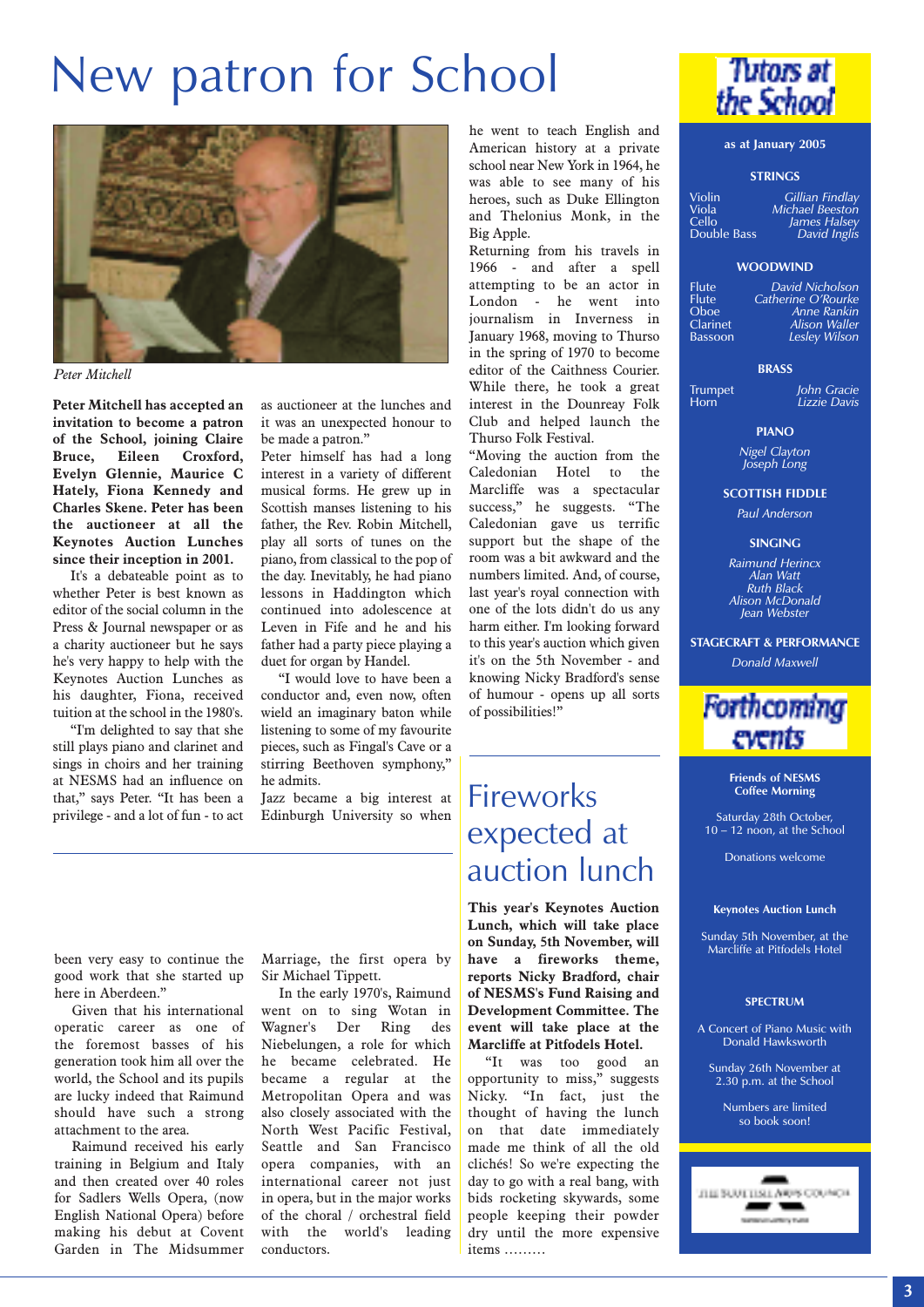# New patron for School

*Peter Mitchell*

**Peter Mitchell has accepted an invitation to become a patron of the School, joining Claire Bruce, Eileen Croxford, Evelyn Glennie, Maurice C Hately, Fiona Kennedy and Charles Skene. Peter has been the auctioneer at all the Keynotes Auction Lunches since their inception in 2001.**

It's a debateable point as to whether Peter is best known as editor of the social column in the Press & Journal newspaper or as a charity auctioneer but he says he's very happy to help with the Keynotes Auction Lunches as his daughter, Fiona, received tuition at the school in the 1980's.

"I'm delighted to say that she still plays piano and clarinet and sings in choirs and her training at NESMS had an influence on that," says Peter. "It has been a privilege - and a lot of fun - to act as auctioneer at the lunches and it was an unexpected honour to be made a patron."

Peter himself has had a long interest in a variety of different musical forms. He grew up in Scottish manses listening to his father, the Rev. Robin Mitchell, play all sorts of tunes on the piano, from classical to the pop of the day. Inevitably, he had piano lessons in Haddington which continued into adolescence at Leven in Fife and he and his father had a party piece playing a duet for organ by Handel.

"I would love to have been a conductor and, even now, often wield an imaginary baton while listening to some of my favourite pieces, such as Fingal's Cave or a stirring Beethoven symphony," he admits.

Jazz became a big interest at Edinburgh University so when he went to teach English and American history at a private school near New York in 1964, he was able to see many of his heroes, such as Duke Ellington and Thelonius Monk, in the Big Apple.

Returning from his travels in 1966 - and after a spell attempting to be an actor in London - he went into journalism in Inverness in January 1968, moving to Thurso in the spring of 1970 to become editor of the Caithness Courier. While there, he took a great interest in the Dounreay Folk Club and helped launch the Thurso Folk Festival.

"Moving the auction from the Caledonian Hotel to the Marcliffe was a spectacular success," he suggests. "The Caledonian gave us terrific support but the shape of the room was a bit awkward and the numbers limited. And, of course, last year's royal connection with one of the lots didn't do us any harm either. I'm looking forward to this year's auction which given it's on the 5th November - and knowing Nicky Bradford's sense of humour - opens up all sorts of possibilities!"

---

been very easy to continue the good work that she started up here in Aberdeen."

Given that his international operatic career as one of the foremost basses of his generation took him all over the world, the School and its pupils are lucky indeed that Raimund should have such a strong attachment to the area.

Raimund received his early training in Belgium and Italy and then created over 40 roles for Sadlers Wells Opera, (now English National Opera) before making his debut at Covent Garden in The Midsummer Marriage, the first opera by Sir Michael Tippett.

In the early 1970's, Raimund went on to sing Wotan in Wagner's Der Ring des Niebelungen, a role for which he became celebrated. He became a regular at the Metropolitan Opera and was also closely associated with the North West Pacific Festival, Seattle and San Francisco opera companies, with an international career not just in opera, but in the major works of the choral / orchestral field with the world's leading conductors.

# Fireworks expected at auction lunch

**This year's Keynotes Auction Lunch, which will take place on Sunday, 5th November, will have a fireworks theme, reports Nicky Bradford, chair of NESMS's Fund Raising and Development Committee. The event will take place at the Marcliffe at Pitfodels Hotel.**

"It was too good an opportunity to miss," suggests Nicky. "In fact, just the thought of having the lunch on that date immediately made me think of all the old clichés! So we're expecting the day to go with a real bang, with bids rocketing skywards, some people keeping their powder dry until the more expensive items ………

---

## Tutors at the School

**as at January 2005**

**STRINGS**

| | |
|---|---|
| Violin | *Gillian Findlay* |
| Viola | *Michael Beeston* |
| Cello | *James Halsey* |
| Double Bass | *David Inglis* |

**WOODWIND**

| | |
|---|---|
| Flute | *David Nicholson* |
| Flute | *Catherine O'Rourke* |
| Oboe | *Anne Rankin* |
| Clarinet | *Alison Waller* |
| Bassoon | *Lesley Wilson* |

**BRASS**

| | |
|---|---|
| Trumpet | *John Gracie* |
| Horn | *Lizzie Davis* |

**PIANO**

*Nigel Clayton*
*Joseph Long*

**SCOTTISH FIDDLE**

*Paul Anderson*

**SINGING**

*Raimund Herincx*
*Alan Watt*
*Ruth Black*
*Alison McDonald*
*Jean Webster*

**STAGECRAFT & PERFORMANCE**

*Donald Maxwell*

## Forthcoming events

**Friends of NESMS Coffee Morning**

Saturday 28th October, 10 – 12 noon, at the School

Donations welcome

**Keynotes Auction Lunch**

Sunday 5th November, at the Marcliffe at Pitfodels Hotel

**SPECTRUM**

A Concert of Piano Music with Donald Hawksworth

Sunday 26th November at 2.30 p.m. at the School

Numbers are limited so book soon!

THE SCOTTISH ARTS COUNCIL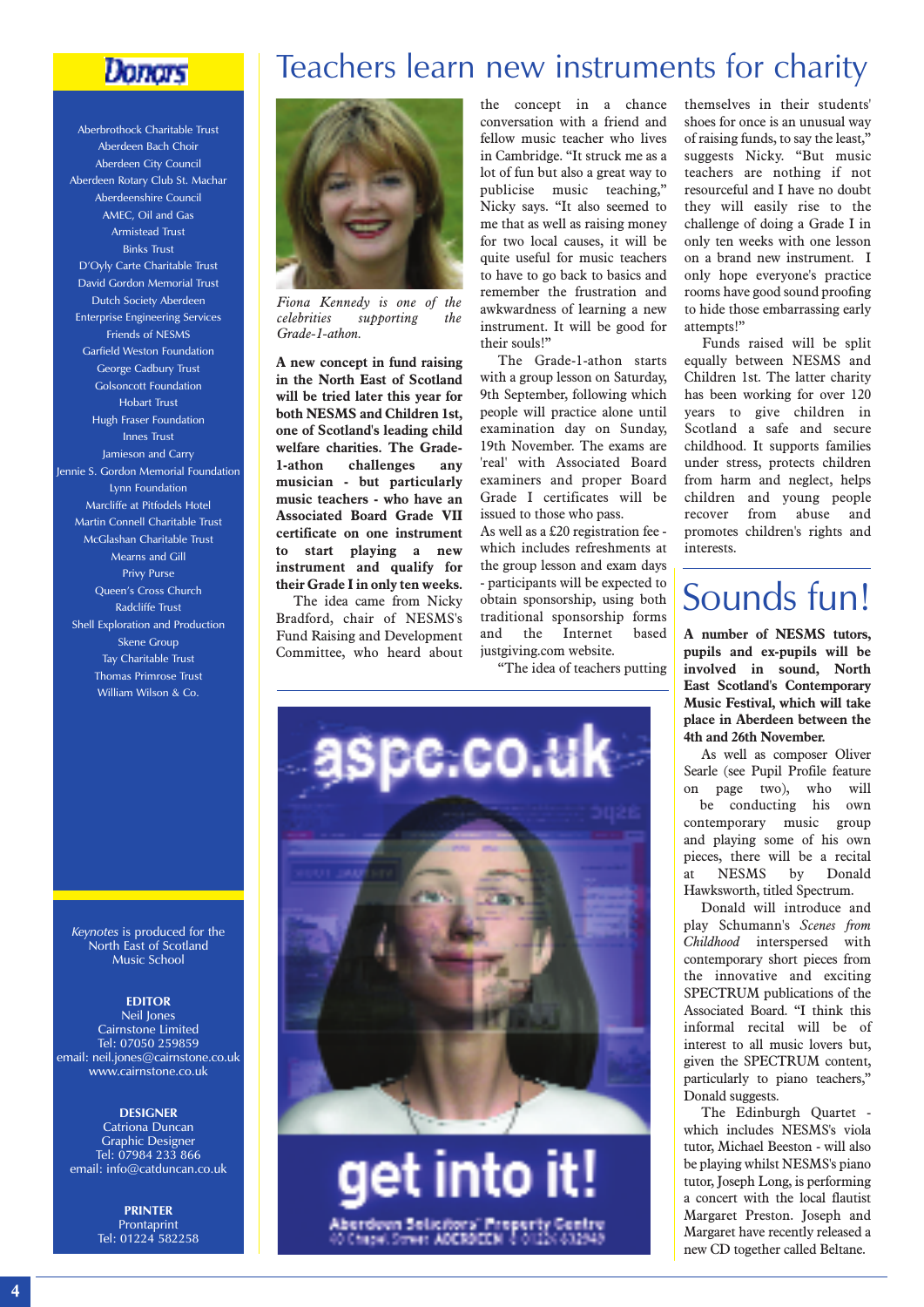## Donors

Aberbrothock Charitable Trust
Aberdeen Bach Choir
Aberdeen City Council
Aberdeen Rotary Club St. Machar
Aberdeenshire Council
AMEC, Oil and Gas
Armistead Trust
Binks Trust
D'Oyly Carte Charitable Trust
David Gordon Memorial Trust
Dutch Society Aberdeen
Enterprise Engineering Services
Friends of NESMS
Garfield Weston Foundation
George Cadbury Trust
Golsoncott Foundation
Hobart Trust
Hugh Fraser Foundation
Innes Trust
Jamieson and Carry
Jennie S. Gordon Memorial Foundation
Lynn Foundation
Marcliffe at Pitfodels Hotel
Martin Connell Charitable Trust
McGlashan Charitable Trust
Mearns and Gill
Privy Purse
Queen's Cross Church
Radcliffe Trust
Shell Exploration and Production
Skene Group
Tay Charitable Trust
Thomas Primrose Trust
William Wilson & Co.

*Keynotes* is produced for the North East of Scotland Music School

**EDITOR**
Neil Jones
Cairnstone Limited
Tel: 07050 259859
email: neil.jones@cairnstone.co.uk
www.cairnstone.co.uk

**DESIGNER**
Catriona Duncan
Graphic Designer
Tel: 07984 233 866
email: info@catduncan.co.uk

**PRINTER**
Prontaprint
Tel: 01224 582258

# Teachers learn new instruments for charity

*Fiona Kennedy is one of the celebrities supporting the Grade-1-athon.*

**A new concept in fund raising in the North East of Scotland will be tried later this year for both NESMS and Children 1st, one of Scotland's leading child welfare charities. The Grade-1-athon challenges any musician - but particularly music teachers - who have an Associated Board Grade VII certificate on one instrument to start playing a new instrument and qualify for their Grade I in only ten weeks.**

The idea came from Nicky Bradford, chair of NESMS's Fund Raising and Development Committee, who heard about the concept in a chance conversation with a friend and fellow music teacher who lives in Cambridge. "It struck me as a lot of fun but also a great way to publicise music teaching," Nicky says. "It also seemed to me that as well as raising money for two local causes, it will be quite useful for music teachers to have to go back to basics and remember the frustration and awkwardness of learning a new instrument. It will be good for their souls!"

The Grade-1-athon starts with a group lesson on Saturday, 9th September, following which people will practice alone until examination day on Sunday, 19th November. The exams are 'real' with Associated Board examiners and proper Board Grade I certificates will be issued to those who pass.

As well as a £20 registration fee - which includes refreshments at the group lesson and exam days - participants will be expected to obtain sponsorship, using both traditional sponsorship forms and the Internet based justgiving.com website.

"The idea of teachers putting themselves in their students' shoes for once is an unusual way of raising funds, to say the least," suggests Nicky. "But music teachers are nothing if not resourceful and I have no doubt they will easily rise to the challenge of doing a Grade I in only ten weeks with one lesson on a brand new instrument. I only hope everyone's practice rooms have good sound proofing to hide those embarrassing early attempts!"

Funds raised will be split equally between NESMS and Children 1st. The latter charity has been working for over 120 years to give children in Scotland a safe and secure childhood. It supports families under stress, protects children from harm and neglect, helps children and young people recover from abuse and promotes children's rights and interests.

aspc.co.uk

get into it!

Aberdeen Solicitors' Property Centre

# Sounds fun!

**A number of NESMS tutors, pupils and ex-pupils will be involved in sound, North East Scotland's Contemporary Music Festival, which will take place in Aberdeen between the 4th and 26th November.**

As well as composer Oliver Searle (see Pupil Profile feature on page two), who will be conducting his own contemporary music group and playing some of his own pieces, there will be a recital at NESMS by Donald Hawksworth, titled Spectrum.

Donald will introduce and play Schumann's *Scenes from Childhood* interspersed with contemporary short pieces from the innovative and exciting SPECTRUM publications of the Associated Board. "I think this informal recital will be of interest to all music lovers but, given the SPECTRUM content, particularly to piano teachers," Donald suggests.

The Edinburgh Quartet - which includes NESMS's viola tutor, Michael Beeston - will also be playing whilst NESMS's piano tutor, Joseph Long, is performing a concert with the local flautist Margaret Preston. Joseph and Margaret have recently released a new CD together called Beltane.